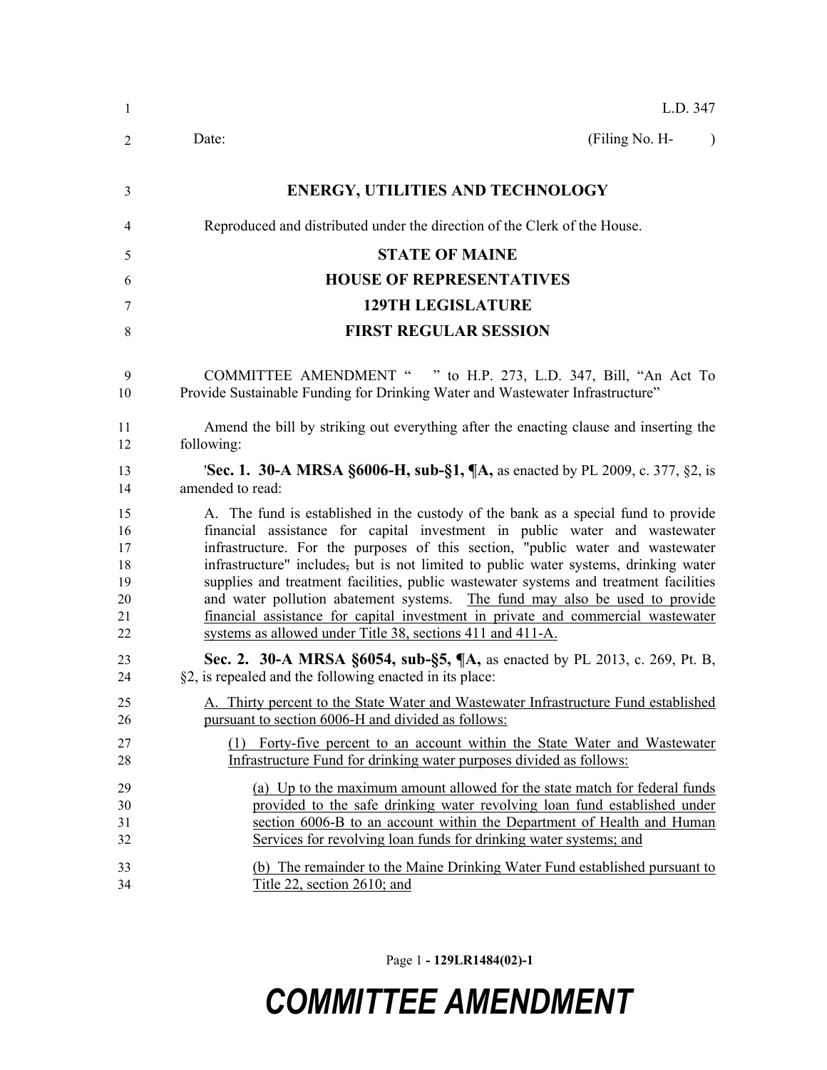L.D. 347

Date: (Filing No. H- )

## ENERGY, UTILITIES AND TECHNOLOGY

Reproduced and distributed under the direction of the Clerk of the House.

## STATE OF MAINE
## HOUSE OF REPRESENTATIVES
## 129TH LEGISLATURE
## FIRST REGULAR SESSION

COMMITTEE AMENDMENT " " to H.P. 273, L.D. 347, Bill, "An Act To Provide Sustainable Funding for Drinking Water and Wastewater Infrastructure"

Amend the bill by striking out everything after the enacting clause and inserting the following:

'**Sec. 1. 30-A MRSA §6006-H, sub-§1, ¶A,** as enacted by PL 2009, c. 377, §2, is amended to read:

A. The fund is established in the custody of the bank as a special fund to provide financial assistance for capital investment in public water and wastewater infrastructure. For the purposes of this section, "public water and wastewater infrastructure" includes~~,~~ but is not limited to public water systems, drinking water supplies and treatment facilities, public wastewater systems and treatment facilities and water pollution abatement systems. The fund may also be used to provide financial assistance for capital investment in private and commercial wastewater systems as allowed under Title 38, sections 411 and 411-A.

**Sec. 2. 30-A MRSA §6054, sub-§5, ¶A,** as enacted by PL 2013, c. 269, Pt. B, §2, is repealed and the following enacted in its place:

A. Thirty percent to the State Water and Wastewater Infrastructure Fund established pursuant to section 6006-H and divided as follows:

(1) Forty-five percent to an account within the State Water and Wastewater Infrastructure Fund for drinking water purposes divided as follows:

(a) Up to the maximum amount allowed for the state match for federal funds provided to the safe drinking water revolving loan fund established under section 6006-B to an account within the Department of Health and Human Services for revolving loan funds for drinking water systems; and

(b) The remainder to the Maine Drinking Water Fund established pursuant to Title 22, section 2610; and

Page 1 - 129LR1484(02)-1

**COMMITTEE AMENDMENT**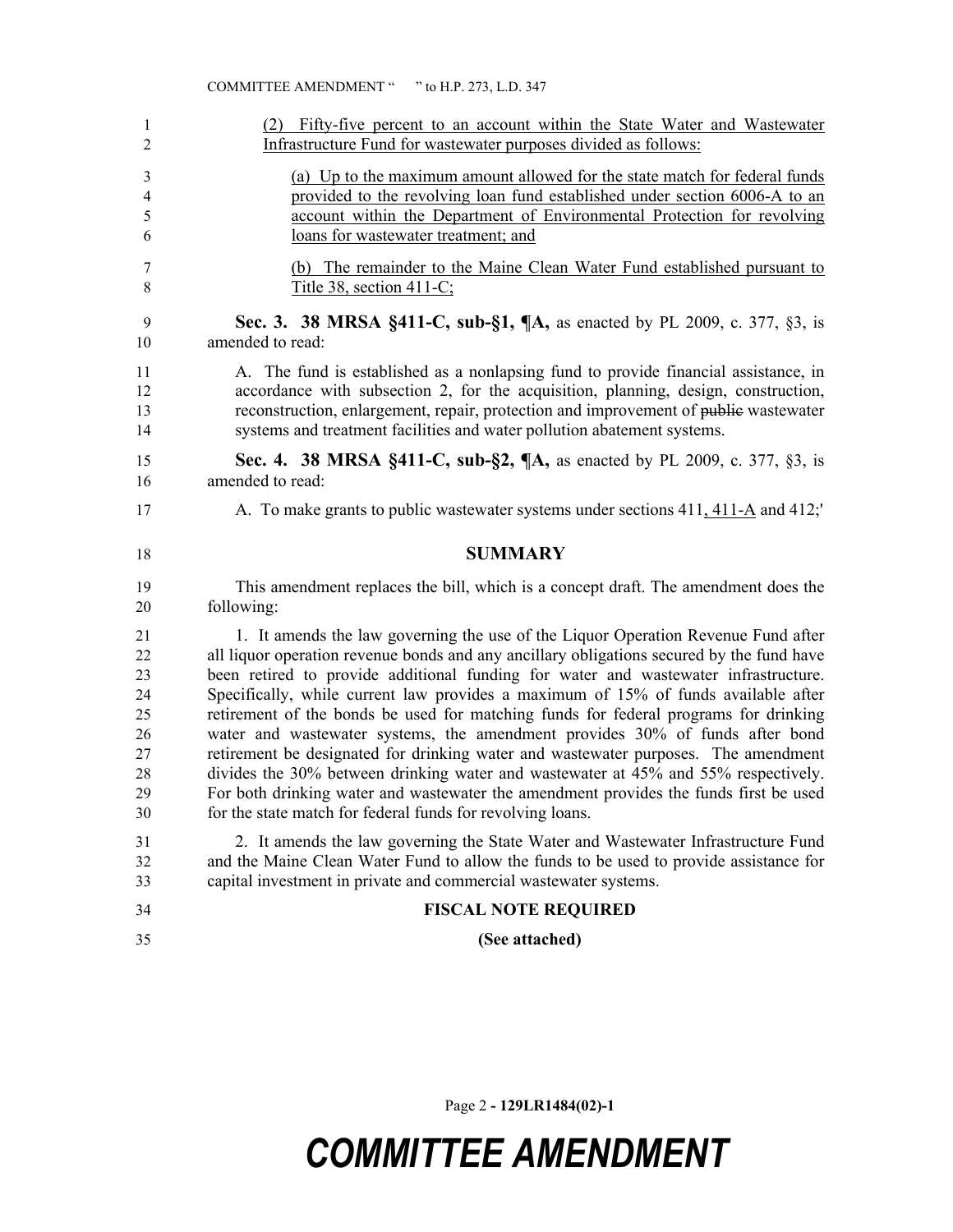(2) Fifty-five percent to an account within the State Water and Wastewater Infrastructure Fund for wastewater purposes divided as follows:

(a) Up to the maximum amount allowed for the state match for federal funds provided to the revolving loan fund established under section 6006-A to an account within the Department of Environmental Protection for revolving loans for wastewater treatment; and

(b) The remainder to the Maine Clean Water Fund established pursuant to Title 38, section 411-C;

**Sec. 3. 38 MRSA §411-C, sub-§1, ¶A,** as enacted by PL 2009, c. 377, §3, is amended to read:

A. The fund is established as a nonlapsing fund to provide financial assistance, in accordance with subsection 2, for the acquisition, planning, design, construction, reconstruction, enlargement, repair, protection and improvement of ~~public~~ wastewater systems and treatment facilities and water pollution abatement systems.

**Sec. 4. 38 MRSA §411-C, sub-§2, ¶A,** as enacted by PL 2009, c. 377, §3, is amended to read:

A. To make grants to public wastewater systems under sections 411, 411-A and 412;'

## SUMMARY

This amendment replaces the bill, which is a concept draft. The amendment does the following:

1. It amends the law governing the use of the Liquor Operation Revenue Fund after all liquor operation revenue bonds and any ancillary obligations secured by the fund have been retired to provide additional funding for water and wastewater infrastructure. Specifically, while current law provides a maximum of 15% of funds available after retirement of the bonds be used for matching funds for federal programs for drinking water and wastewater systems, the amendment provides 30% of funds after bond retirement be designated for drinking water and wastewater purposes. The amendment divides the 30% between drinking water and wastewater at 45% and 55% respectively. For both drinking water and wastewater the amendment provides the funds first be used for the state match for federal funds for revolving loans.

2. It amends the law governing the State Water and Wastewater Infrastructure Fund and the Maine Clean Water Fund to allow the funds to be used to provide assistance for capital investment in private and commercial wastewater systems.

**FISCAL NOTE REQUIRED**

**(See attached)**